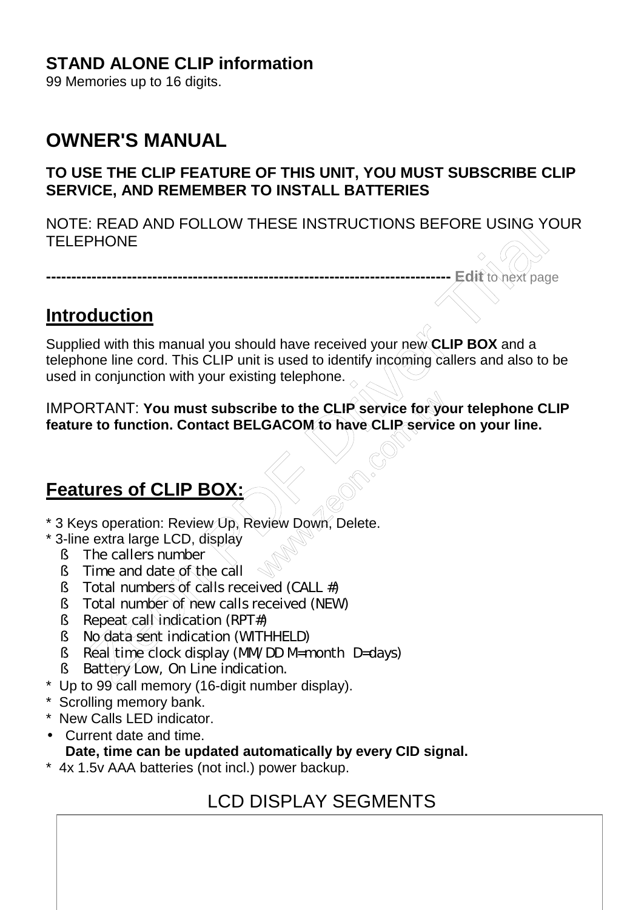**STAND ALONE CLIP information**
99 Memories up to 16 digits.

# OWNER'S MANUAL

**TO USE THE CLIP FEATURE OF THIS UNIT, YOU MUST SUBSCRIBE CLIP SERVICE, AND REMEMBER TO INSTALL BATTERIES**

NOTE: READ AND FOLLOW THESE INSTRUCTIONS BEFORE USING YOUR TELEPHONE

## Introduction

Supplied with this manual you should have received your new **CLIP BOX** and a telephone line cord. This CLIP unit is used to identify incoming callers and also to be used in conjunction with your existing telephone.

IMPORTANT: **You must subscribe to the CLIP service for your telephone CLIP feature to function. Contact BELGACOM to have CLIP service on your line.**

## Features of CLIP BOX:

* 3 Keys operation: Review Up, Review Down, Delete.
* 3-line extra large LCD, display
  - The callers number
  - Time and date of the call
  - Total numbers of calls received (CALL #)
  - Total number of new calls received (NEW)
  - Repeat call indication (RPT#)
  - No data sent indication (WITHHELD)
  - Real time clock display (MM/DD M=month D=days)
  - Battery Low, On Line indication.
* Up to 99 call memory (16-digit number display).
* Scrolling memory bank.
* New Calls LED indicator.
* Current date and time.
  **Date, time can be updated automatically by every CID signal.**
* 4x 1.5v AAA batteries (not incl.) power backup.

LCD DISPLAY SEGMENTS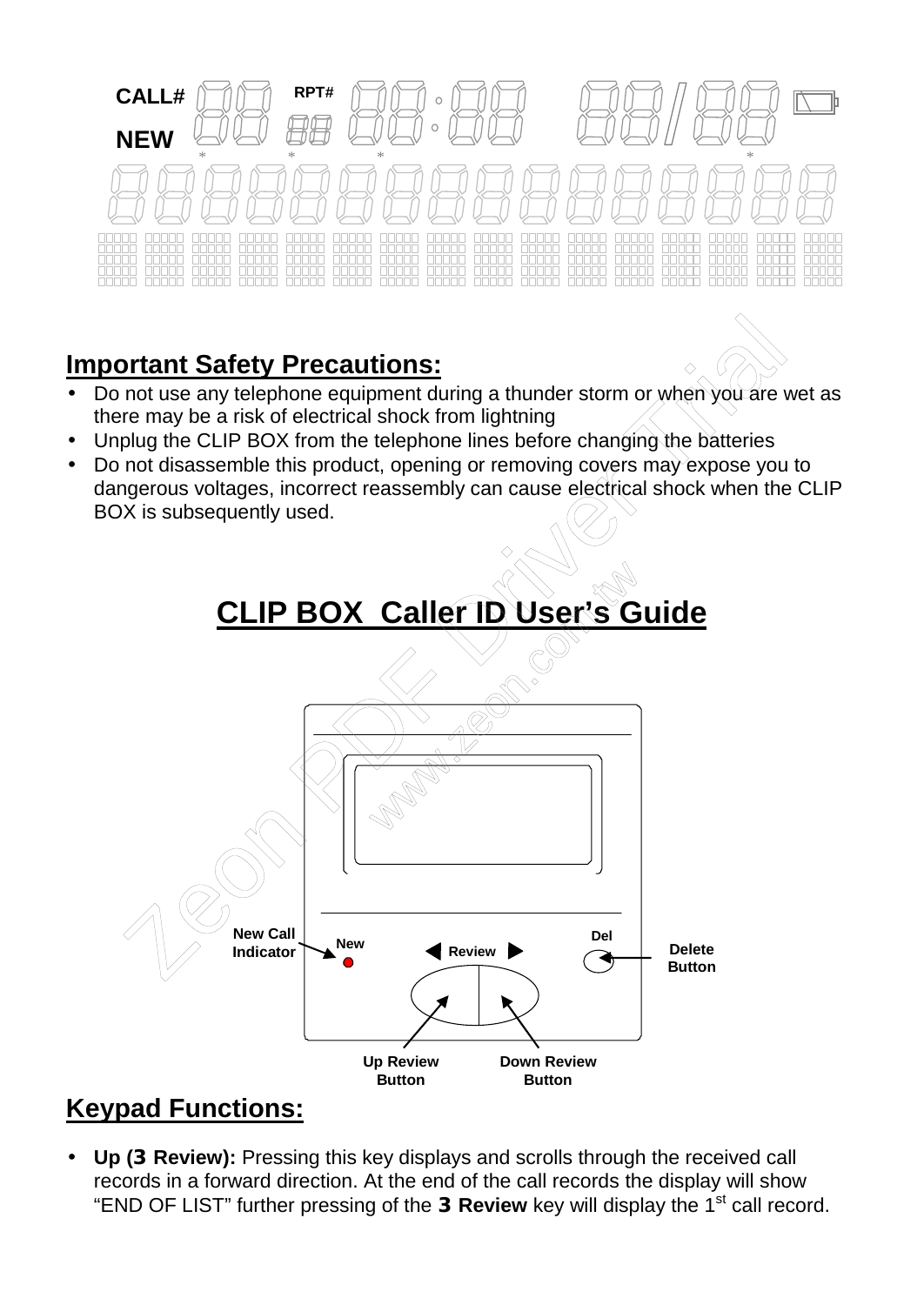CALL# RPT# NEW

## Important Safety Precautions:

- Do not use any telephone equipment during a thunder storm or when you are wet as there may be a risk of electrical shock from lightning
- Unplug the CLIP BOX from the telephone lines before changing the batteries
- Do not disassemble this product, opening or removing covers may expose you to dangerous voltages, incorrect reassembly can cause electrical shock when the CLIP BOX is subsequently used.

# CLIP BOX Caller ID User's Guide

New Call Indicator | New | Review | Del | Delete Button | Up Review Button | Down Review Button

## Keypad Functions:

- **Up (3 Review):** Pressing this key displays and scrolls through the received call records in a forward direction. At the end of the call records the display will show "END OF LIST" further pressing of the **3 Review** key will display the 1st call record.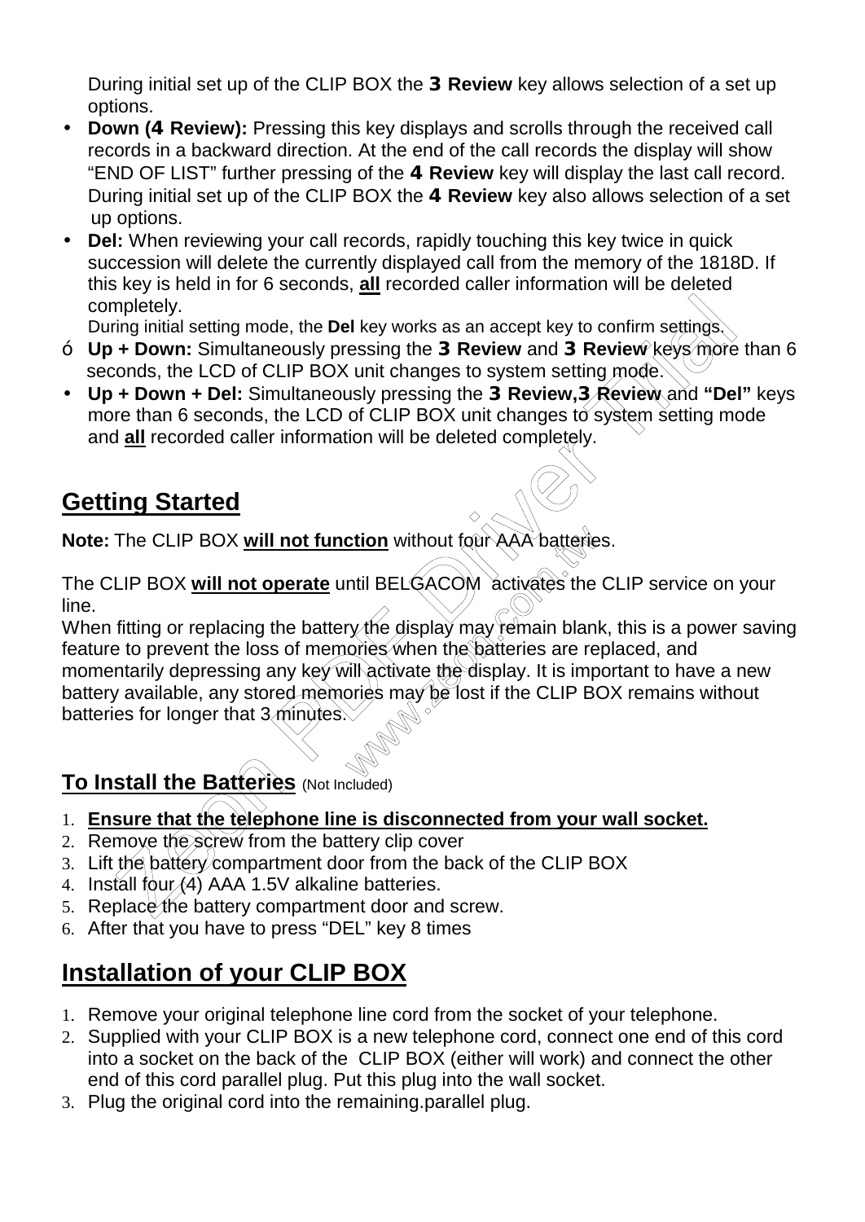During initial set up of the CLIP BOX the **3 Review** key allows selection of a set up options.

- **Down (4 Review):** Pressing this key displays and scrolls through the received call records in a backward direction. At the end of the call records the display will show "END OF LIST" further pressing of the **4 Review** key will display the last call record. During initial set up of the CLIP BOX the **4 Review** key also allows selection of a set up options.
- **Del:** When reviewing your call records, rapidly touching this key twice in quick succession will delete the currently displayed call from the memory of the 1818D. If this key is held in for 6 seconds, **all** recorded caller information will be deleted completely.

  During initial setting mode, the **Del** key works as an accept key to confirm settings.
- **Up + Down:** Simultaneously pressing the **3 Review** and **3 Review** keys more than 6 seconds, the LCD of CLIP BOX unit changes to system setting mode.
- **Up + Down + Del:** Simultaneously pressing the **3 Review,3 Review** and **"Del"** keys more than 6 seconds, the LCD of CLIP BOX unit changes to system setting mode and **all** recorded caller information will be deleted completely.

## Getting Started

**Note:** The CLIP BOX **will not function** without four AAA batteries.

The CLIP BOX **will not operate** until BELGACOM activates the CLIP service on your line.

When fitting or replacing the battery the display may remain blank, this is a power saving feature to prevent the loss of memories when the batteries are replaced, and momentarily depressing any key will activate the display. It is important to have a new battery available, any stored memories may be lost if the CLIP BOX remains without batteries for longer that 3 minutes.

### To Install the Batteries (Not Included)

1. **Ensure that the telephone line is disconnected from your wall socket.**
2. Remove the screw from the battery clip cover
3. Lift the battery compartment door from the back of the CLIP BOX
4. Install four (4) AAA 1.5V alkaline batteries.
5. Replace the battery compartment door and screw.
6. After that you have to press "DEL" key 8 times

## Installation of your CLIP BOX

1. Remove your original telephone line cord from the socket of your telephone.
2. Supplied with your CLIP BOX is a new telephone cord, connect one end of this cord into a socket on the back of the CLIP BOX (either will work) and connect the other end of this cord parallel plug. Put this plug into the wall socket.
3. Plug the original cord into the remaining.parallel plug.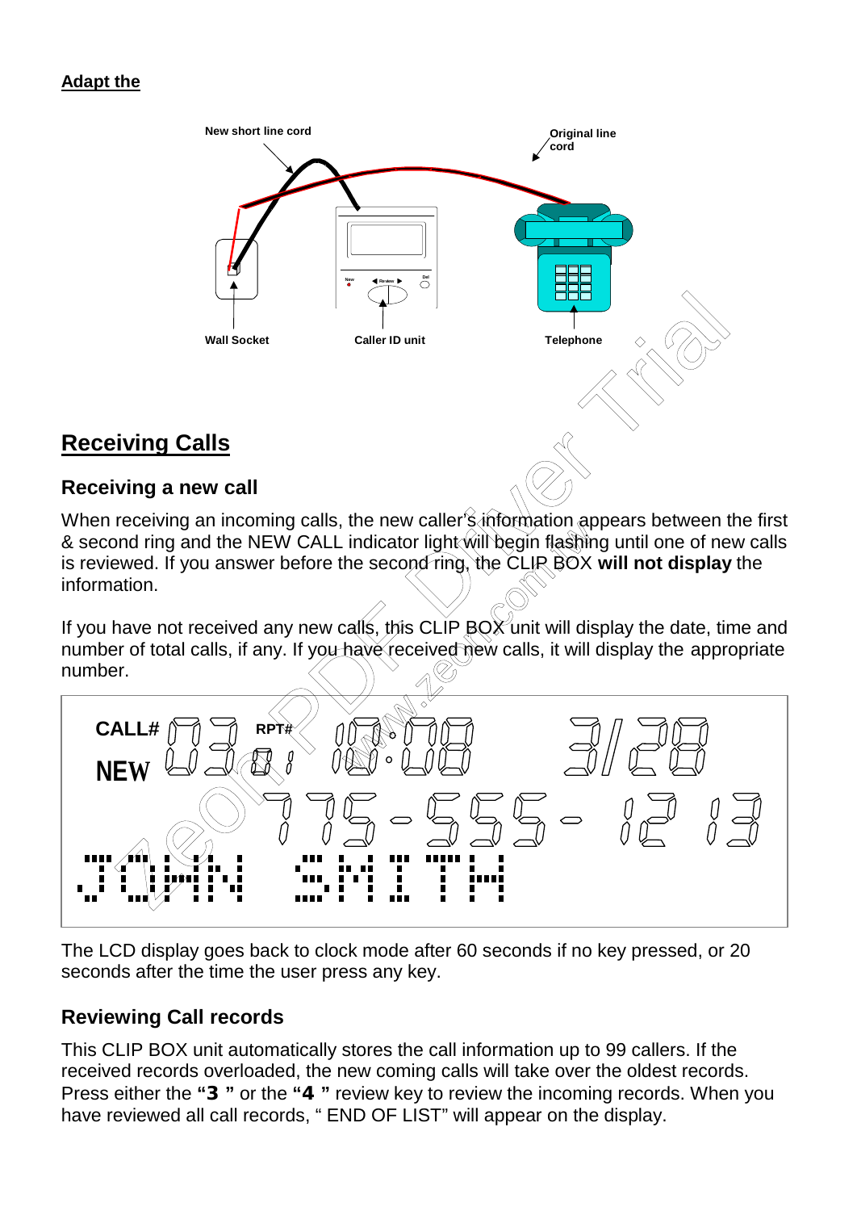**Adapt the**

New short line cord

Original line cord

Wall Socket

Caller ID unit

Telephone

## Receiving Calls

### Receiving a new call

When receiving an incoming calls, the new caller's information appears between the first & second ring and the NEW CALL indicator light will begin flashing until one of new calls is reviewed. If you answer before the second ring, the CLIP BOX **will not display** the information.

If you have not received any new calls, this CLIP BOX unit will display the date, time and number of total calls, if any. If you have received new calls, it will display the appropriate number.

CALL# 03 RPT# 10:08 3/28
NEW 03 01 10:08
775-555-1213
JOHN SMITH

The LCD display goes back to clock mode after 60 seconds if no key pressed, or 20 seconds after the time the user press any key.

### Reviewing Call records

This CLIP BOX unit automatically stores the call information up to 99 callers. If the received records overloaded, the new coming calls will take over the oldest records. Press either the **"3 "** or the **"4 "** review key to review the incoming records. When you have reviewed all call records, " END OF LIST" will appear on the display.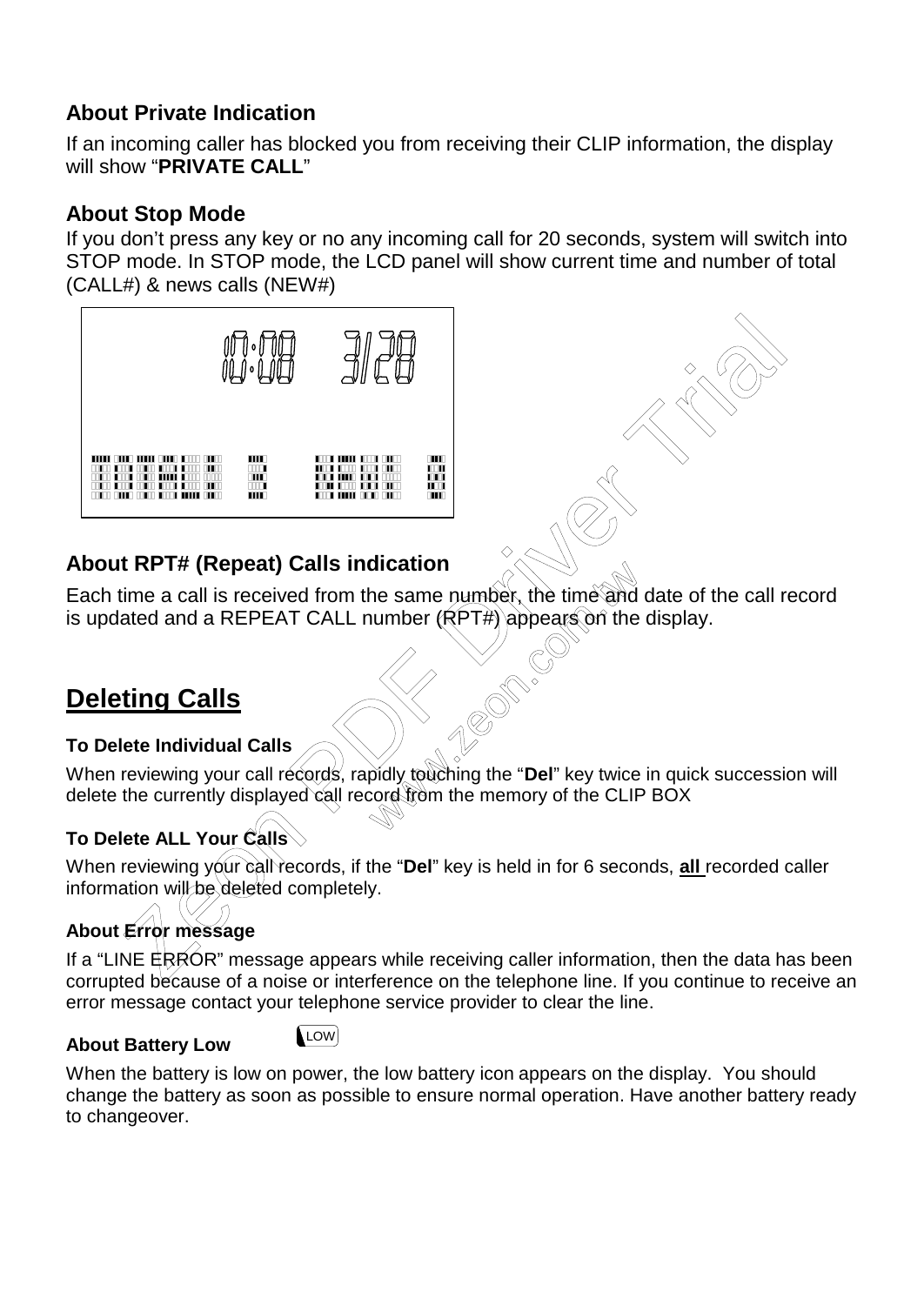### About Private Indication

If an incoming caller has blocked you from receiving their CLIP information, the display will show "**PRIVATE CALL**"

### About Stop Mode

If you don't press any key or no any incoming call for 20 seconds, system will switch into STOP mode. In STOP mode, the LCD panel will show current time and number of total (CALL#) & news calls (NEW#)

### About RPT# (Repeat) Calls indication

Each time a call is received from the same number, the time and date of the call record is updated and a REPEAT CALL number (RPT#) appears on the display.

## Deleting Calls

#### To Delete Individual Calls

When reviewing your call records, rapidly touching the "**Del**" key twice in quick succession will delete the currently displayed call record from the memory of the CLIP BOX

#### To Delete ALL Your Calls

When reviewing your call records, if the "**Del**" key is held in for 6 seconds, **all** recorded caller information will be deleted completely.

#### About Error message

If a "LINE ERROR" message appears while receiving caller information, then the data has been corrupted because of a noise or interference on the telephone line. If you continue to receive an error message contact your telephone service provider to clear the line.

#### About Battery Low

When the battery is low on power, the low battery icon appears on the display. You should change the battery as soon as possible to ensure normal operation. Have another battery ready to changeover.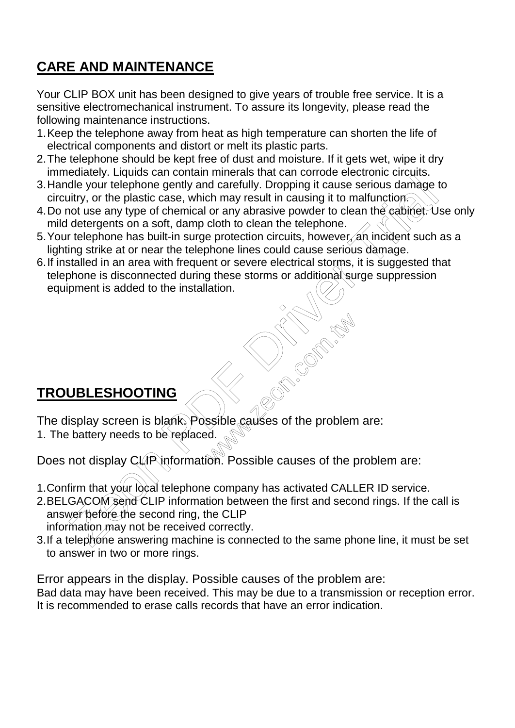## CARE AND MAINTENANCE

Your CLIP BOX unit has been designed to give years of trouble free service. It is a sensitive electromechanical instrument. To assure its longevity, please read the following maintenance instructions.

1. Keep the telephone away from heat as high temperature can shorten the life of electrical components and distort or melt its plastic parts.
2. The telephone should be kept free of dust and moisture. If it gets wet, wipe it dry immediately. Liquids can contain minerals that can corrode electronic circuits.
3. Handle your telephone gently and carefully. Dropping it cause serious damage to circuitry, or the plastic case, which may result in causing it to malfunction.
4. Do not use any type of chemical or any abrasive powder to clean the cabinet. Use only mild detergents on a soft, damp cloth to clean the telephone.
5. Your telephone has built-in surge protection circuits, however, an incident such as a lighting strike at or near the telephone lines could cause serious damage.
6. If installed in an area with frequent or severe electrical storms, it is suggested that telephone is disconnected during these storms or additional surge suppression equipment is added to the installation.

## TROUBLESHOOTING

The display screen is blank. Possible causes of the problem are:

1. The battery needs to be replaced.

Does not display CLIP information. Possible causes of the problem are:

1. Confirm that your local telephone company has activated CALLER ID service.
2. BELGACOM send CLIP information between the first and second rings. If the call is answer before the second ring, the CLIP information may not be received correctly.
3. If a telephone answering machine is connected to the same phone line, it must be set to answer in two or more rings.

Error appears in the display. Possible causes of the problem are:

Bad data may have been received. This may be due to a transmission or reception error. It is recommended to erase calls records that have an error indication.